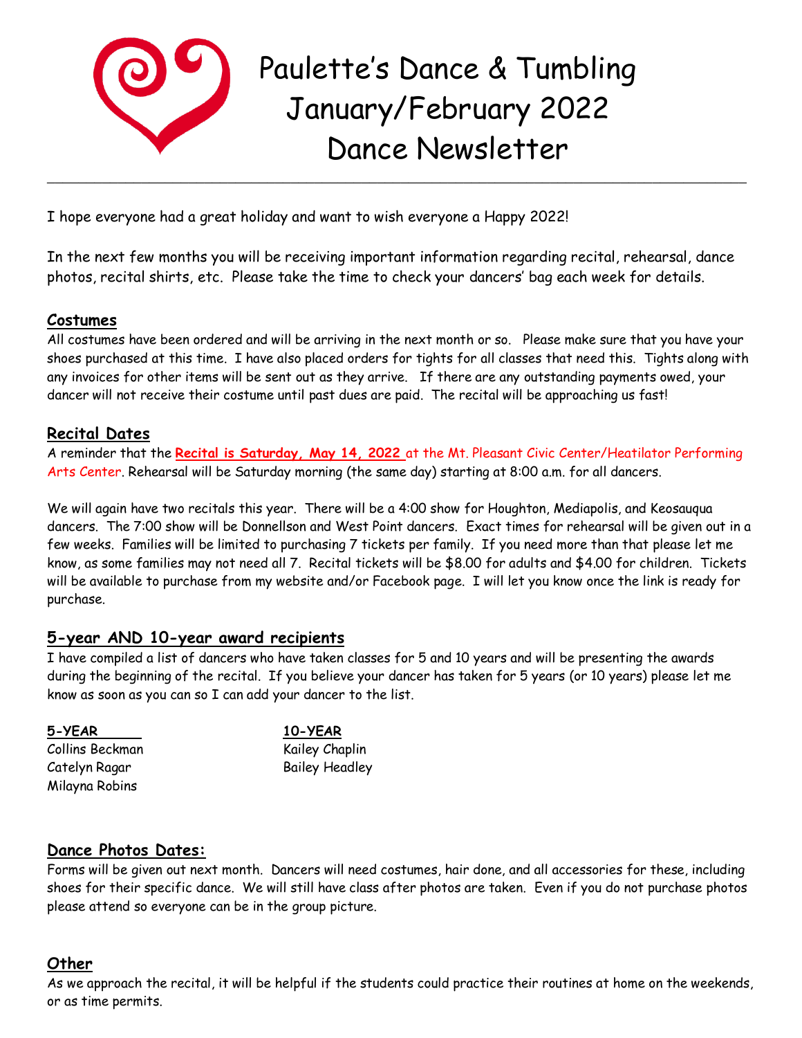# Paulette's Dance & Tumbling January/February 2022 Dance Newsletter

---

I hope everyone had a great holiday and want to wish everyone a Happy 2022!

In the next few months you will be receiving important information regarding recital, rehearsal, dance photos, recital shirts, etc. Please take the time to check your dancers' bag each week for details.

## Costumes

All costumes have been ordered and will be arriving in the next month or so. Please make sure that you have your shoes purchased at this time. I have also placed orders for tights for all classes that need this. Tights along with any invoices for other items will be sent out as they arrive. If there are any outstanding payments owed, your dancer will not receive their costume until past dues are paid. The recital will be approaching us fast!

## Recital Dates

A reminder that the **Recital is Saturday, May 14, 2022** at the Mt. Pleasant Civic Center/Heatilator Performing Arts Center. Rehearsal will be Saturday morning (the same day) starting at 8:00 a.m. for all dancers.

We will again have two recitals this year. There will be a 4:00 show for Houghton, Mediapolis, and Keosauqua dancers. The 7:00 show will be Donnellson and West Point dancers. Exact times for rehearsal will be given out in a few weeks. Families will be limited to purchasing 7 tickets per family. If you need more than that please let me know, as some families may not need all 7. Recital tickets will be $8.00 for adults and $4.00 for children. Tickets will be available to purchase from my website and/or Facebook page. I will let you know once the link is ready for purchase.

## 5-year AND 10-year award recipients

I have compiled a list of dancers who have taken classes for 5 and 10 years and will be presenting the awards during the beginning of the recital. If you believe your dancer has taken for 5 years (or 10 years) please let me know as soon as you can so I can add your dancer to the list.

| 5-YEAR | 10-YEAR |
|---|---|
| Collins Beckman | Kailey Chaplin |
| Catelyn Ragar | Bailey Headley |
| Milayna Robins | |

## Dance Photos Dates:

Forms will be given out next month. Dancers will need costumes, hair done, and all accessories for these, including shoes for their specific dance. We will still have class after photos are taken. Even if you do not purchase photos please attend so everyone can be in the group picture.

## Other

As we approach the recital, it will be helpful if the students could practice their routines at home on the weekends, or as time permits.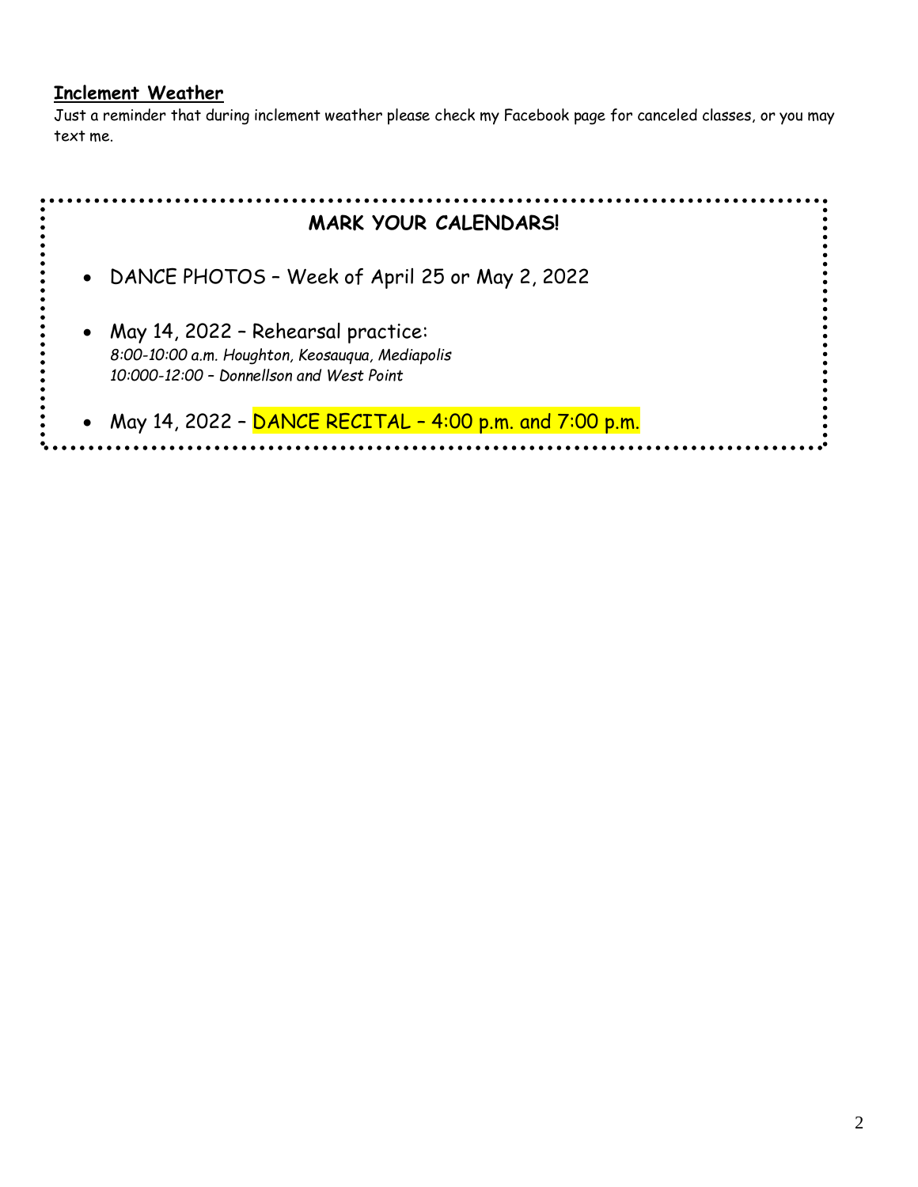**Inclement Weather**

Just a reminder that during inclement weather please check my Facebook page for canceled classes, or you may text me.

**MARK YOUR CALENDARS!**

- DANCE PHOTOS – Week of April 25 or May 2, 2022
- May 14, 2022 – Rehearsal practice:
  *8:00-10:00 a.m. Houghton, Keosauqua, Mediapolis*
  *10:000-12:00 – Donnellson and West Point*
- May 14, 2022 – DANCE RECITAL – 4:00 p.m. and 7:00 p.m.